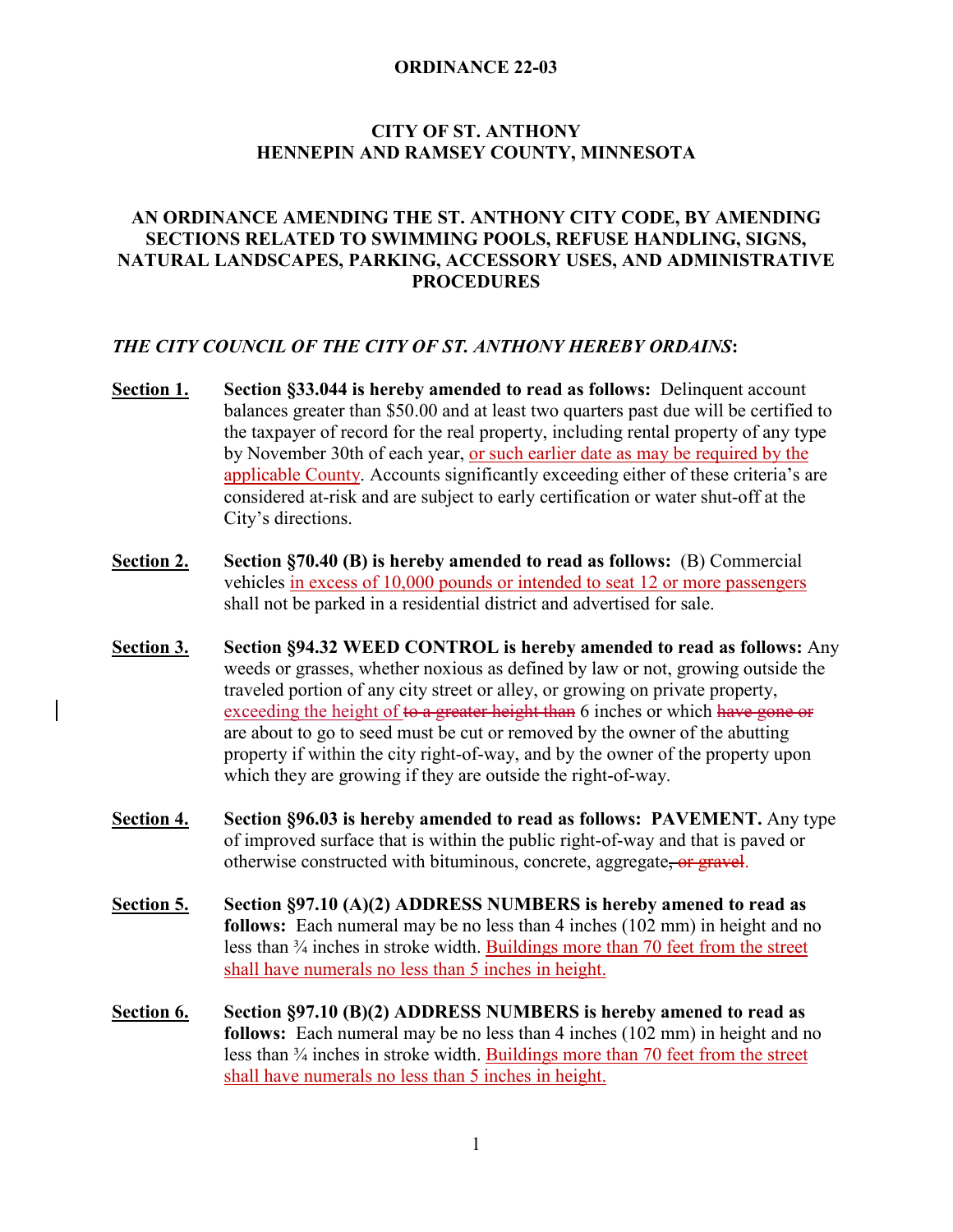**ORDINANCE 22-03**

**CITY OF ST. ANTHONY**
**HENNEPIN AND RAMSEY COUNTY, MINNESOTA**

**AN ORDINANCE AMENDING THE ST. ANTHONY CITY CODE, BY AMENDING SECTIONS RELATED TO SWIMMING POOLS, REFUSE HANDLING, SIGNS, NATURAL LANDSCAPES, PARKING, ACCESSORY USES, AND ADMINISTRATIVE PROCEDURES**

***THE CITY COUNCIL OF THE CITY OF ST. ANTHONY HEREBY ORDAINS*:**

**Section 1.** **Section §33.044 is hereby amended to read as follows:** Delinquent account balances greater than $50.00 and at least two quarters past due will be certified to the taxpayer of record for the real property, including rental property of any type by November 30th of each year, <u>or such earlier date as may be required by the applicable County</u>. Accounts significantly exceeding either of these criteria's are considered at-risk and are subject to early certification or water shut-off at the City's directions.

**Section 2.** **Section §70.40 (B) is hereby amended to read as follows:** (B) Commercial vehicles <u>in excess of 10,000 pounds or intended to seat 12 or more passengers</u> shall not be parked in a residential district and advertised for sale.

**Section 3.** **Section §94.32 WEED CONTROL is hereby amended to read as follows:** Any weeds or grasses, whether noxious as defined by law or not, growing outside the traveled portion of any city street or alley, or growing on private property, <u>exceeding the height of</u> ~~to a greater height than~~ 6 inches or which ~~have gone or~~ are about to go to seed must be cut or removed by the owner of the abutting property if within the city right-of-way, and by the owner of the property upon which they are growing if they are outside the right-of-way.

**Section 4.** **Section §96.03 is hereby amended to read as follows: PAVEMENT.** Any type of improved surface that is within the public right-of-way and that is paved or otherwise constructed with bituminous, concrete, aggregate~~, or gravel~~.

**Section 5.** **Section §97.10 (A)(2) ADDRESS NUMBERS is hereby amened to read as follows:** Each numeral may be no less than 4 inches (102 mm) in height and no less than ¾ inches in stroke width. <u>Buildings more than 70 feet from the street shall have numerals no less than 5 inches in height.</u>

**Section 6.** **Section §97.10 (B)(2) ADDRESS NUMBERS is hereby amened to read as follows:** Each numeral may be no less than 4 inches (102 mm) in height and no less than ¾ inches in stroke width. <u>Buildings more than 70 feet from the street shall have numerals no less than 5 inches in height.</u>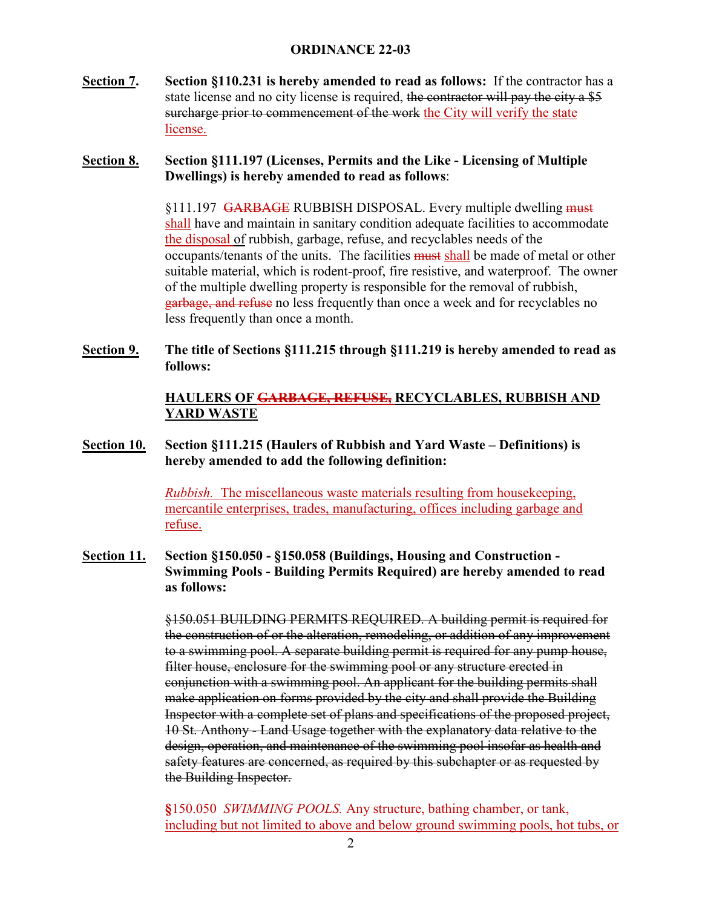**ORDINANCE 22-03**

**Section 7.** **Section §110.231 is hereby amended to read as follows:** If the contractor has a state license and no city license is required, ~~the contractor will pay the city a $5 surcharge prior to commencement of the work~~ <u>the City will verify the state license.</u>

**Section 8.** **Section §111.197 (Licenses, Permits and the Like - Licensing of Multiple Dwellings) is hereby amended to read as follows**:

§111.197 ~~GARBAGE~~ RUBBISH DISPOSAL. Every multiple dwelling ~~must~~ <u>shall</u> have and maintain in sanitary condition adequate facilities to accommodate <u>the disposal</u> of rubbish, garbage, refuse, and recyclables needs of the occupants/tenants of the units. The facilities ~~must~~ <u>shall</u> be made of metal or other suitable material, which is rodent-proof, fire resistive, and waterproof. The owner of the multiple dwelling property is responsible for the removal of rubbish, ~~garbage, and refuse~~ no less frequently than once a week and for recyclables no less frequently than once a month.

**Section 9.** **The title of Sections §111.215 through §111.219 is hereby amended to read as follows:**

**<u>HAULERS OF ~~GARBAGE, REFUSE,~~ RECYCLABLES, RUBBISH AND YARD WASTE</u>**

**Section 10.** **Section §111.215 (Haulers of Rubbish and Yard Waste – Definitions) is hereby amended to add the following definition:**

<u>*Rubbish.* The miscellaneous waste materials resulting from housekeeping, mercantile enterprises, trades, manufacturing, offices including garbage and refuse.</u>

**Section 11.** **Section §150.050 - §150.058 (Buildings, Housing and Construction - Swimming Pools - Building Permits Required) are hereby amended to read as follows:**

~~§150.051 BUILDING PERMITS REQUIRED. A building permit is required for the construction of or the alteration, remodeling, or addition of any improvement to a swimming pool. A separate building permit is required for any pump house, filter house, enclosure for the swimming pool or any structure erected in conjunction with a swimming pool. An applicant for the building permits shall make application on forms provided by the city and shall provide the Building Inspector with a complete set of plans and specifications of the proposed project, 10 St. Anthony - Land Usage together with the explanatory data relative to the design, operation, and maintenance of the swimming pool insofar as health and safety features are concerned, as required by this subchapter or as requested by the Building Inspector.~~

§150.050 *SWIMMING POOLS.* <u>Any structure, bathing chamber, or tank, including but not limited to above and below ground swimming pools, hot tubs, or</u>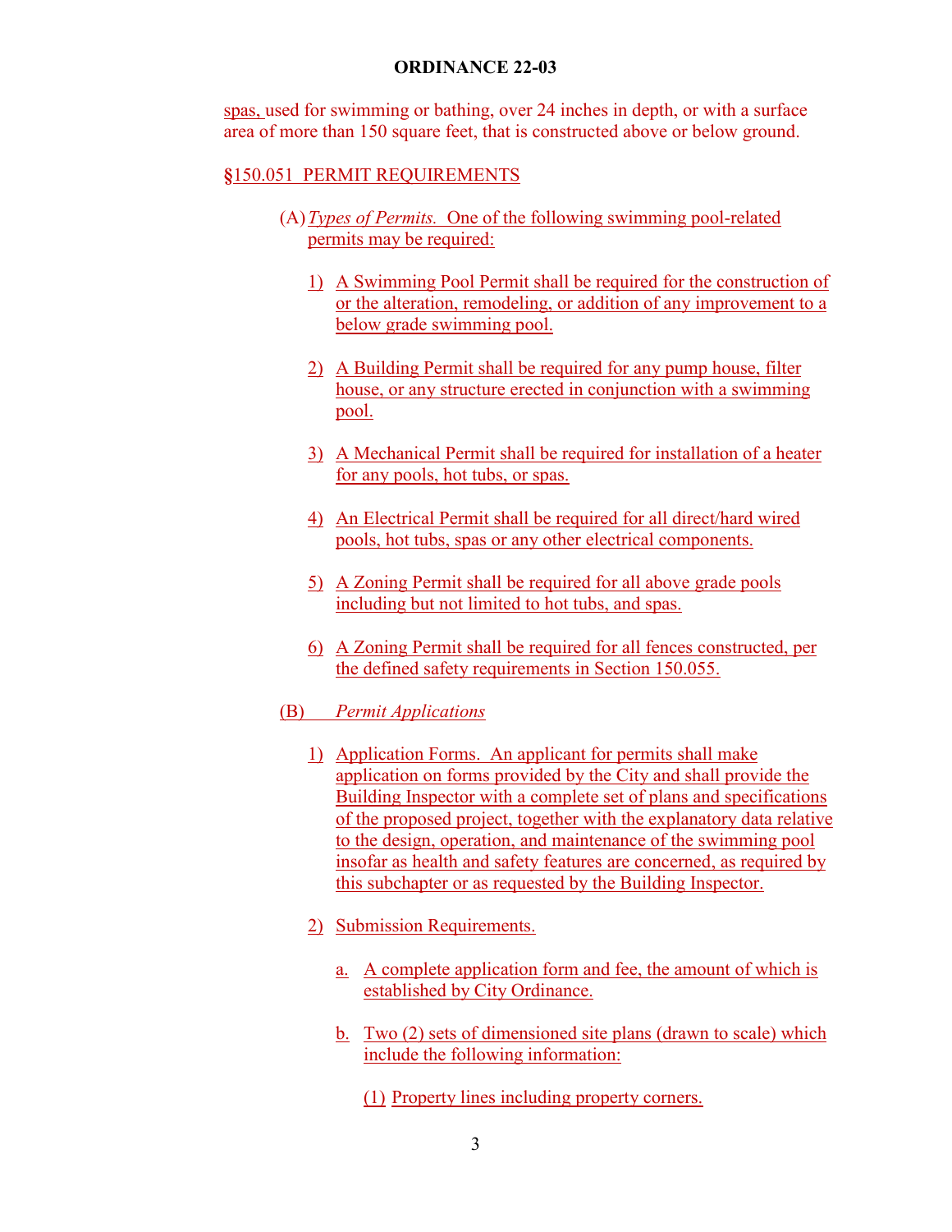spas, used for swimming or bathing, over 24 inches in depth, or with a surface area of more than 150 square feet, that is constructed above or below ground.

## §150.051 PERMIT REQUIREMENTS

(A) *Types of Permits.* One of the following swimming pool-related permits may be required:

1) A Swimming Pool Permit shall be required for the construction of or the alteration, remodeling, or addition of any improvement to a below grade swimming pool.

2) A Building Permit shall be required for any pump house, filter house, or any structure erected in conjunction with a swimming pool.

3) A Mechanical Permit shall be required for installation of a heater for any pools, hot tubs, or spas.

4) An Electrical Permit shall be required for all direct/hard wired pools, hot tubs, spas or any other electrical components.

5) A Zoning Permit shall be required for all above grade pools including but not limited to hot tubs, and spas.

6) A Zoning Permit shall be required for all fences constructed, per the defined safety requirements in Section 150.055.

(B) *Permit Applications*

1) Application Forms. An applicant for permits shall make application on forms provided by the City and shall provide the Building Inspector with a complete set of plans and specifications of the proposed project, together with the explanatory data relative to the design, operation, and maintenance of the swimming pool insofar as health and safety features are concerned, as required by this subchapter or as requested by the Building Inspector.

2) Submission Requirements.

a. A complete application form and fee, the amount of which is established by City Ordinance.

b. Two (2) sets of dimensioned site plans (drawn to scale) which include the following information:

(1) Property lines including property corners.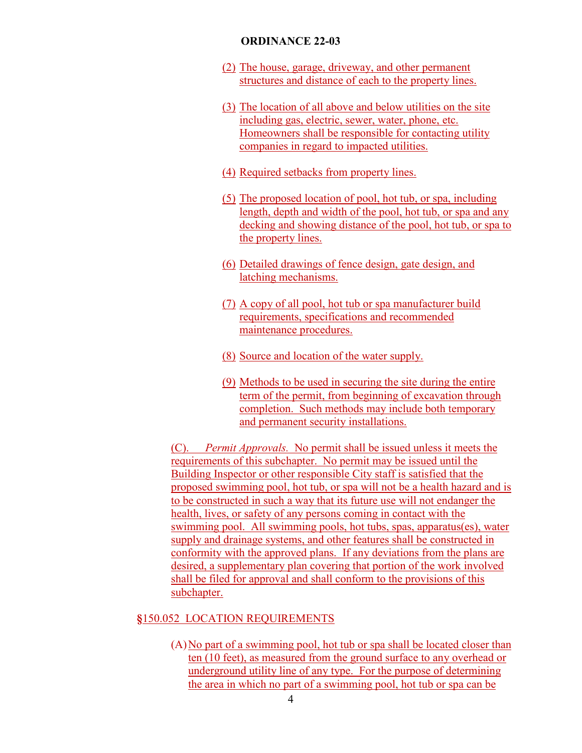(2) The house, garage, driveway, and other permanent structures and distance of each to the property lines.

(3) The location of all above and below utilities on the site including gas, electric, sewer, water, phone, etc. Homeowners shall be responsible for contacting utility companies in regard to impacted utilities.

(4) Required setbacks from property lines.

(5) The proposed location of pool, hot tub, or spa, including length, depth and width of the pool, hot tub, or spa and any decking and showing distance of the pool, hot tub, or spa to the property lines.

(6) Detailed drawings of fence design, gate design, and latching mechanisms.

(7) A copy of all pool, hot tub or spa manufacturer build requirements, specifications and recommended maintenance procedures.

(8) Source and location of the water supply.

(9) Methods to be used in securing the site during the entire term of the permit, from beginning of excavation through completion. Such methods may include both temporary and permanent security installations.

(C). *Permit Approvals.* No permit shall be issued unless it meets the requirements of this subchapter. No permit may be issued until the Building Inspector or other responsible City staff is satisfied that the proposed swimming pool, hot tub, or spa will not be a health hazard and is to be constructed in such a way that its future use will not endanger the health, lives, or safety of any persons coming in contact with the swimming pool. All swimming pools, hot tubs, spas, apparatus(es), water supply and drainage systems, and other features shall be constructed in conformity with the approved plans. If any deviations from the plans are desired, a supplementary plan covering that portion of the work involved shall be filed for approval and shall conform to the provisions of this subchapter.

## §150.052 LOCATION REQUIREMENTS

(A) No part of a swimming pool, hot tub or spa shall be located closer than ten (10 feet), as measured from the ground surface to any overhead or underground utility line of any type. For the purpose of determining the area in which no part of a swimming pool, hot tub or spa can be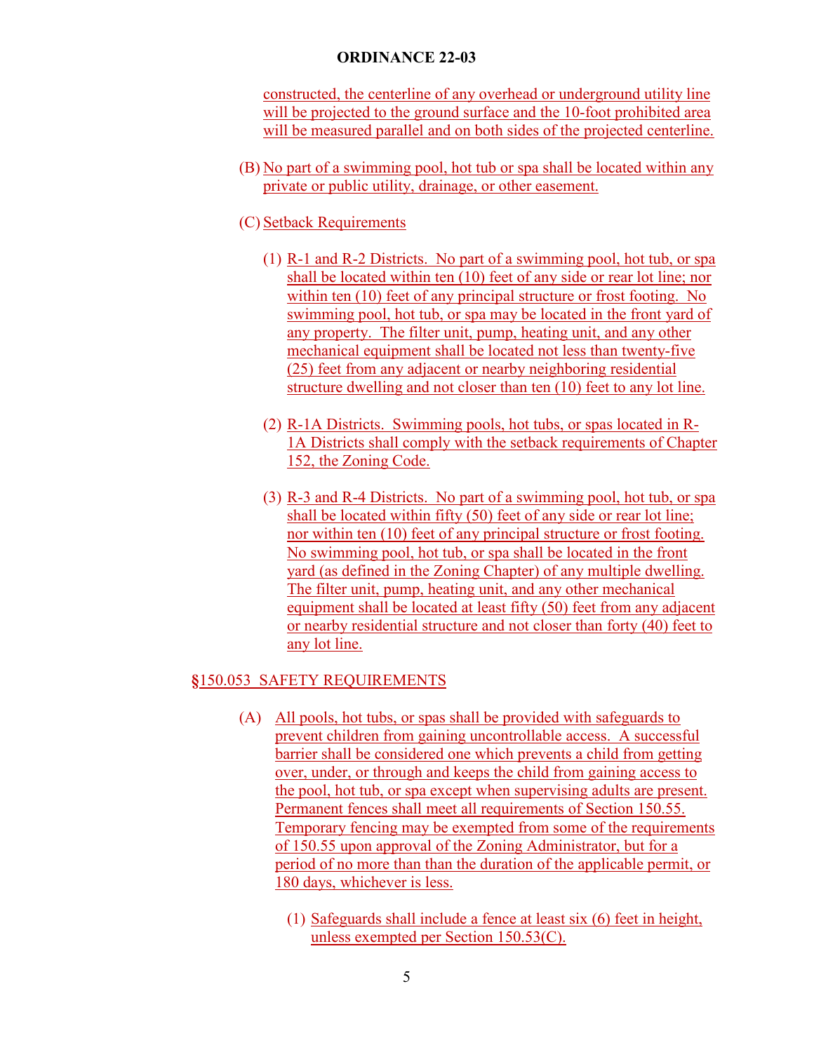constructed, the centerline of any overhead or underground utility line will be projected to the ground surface and the 10-foot prohibited area will be measured parallel and on both sides of the projected centerline.

(B) No part of a swimming pool, hot tub or spa shall be located within any private or public utility, drainage, or other easement.

(C) Setback Requirements

(1) R-1 and R-2 Districts. No part of a swimming pool, hot tub, or spa shall be located within ten (10) feet of any side or rear lot line; nor within ten (10) feet of any principal structure or frost footing. No swimming pool, hot tub, or spa may be located in the front yard of any property. The filter unit, pump, heating unit, and any other mechanical equipment shall be located not less than twenty-five (25) feet from any adjacent or nearby neighboring residential structure dwelling and not closer than ten (10) feet to any lot line.

(2) R-1A Districts. Swimming pools, hot tubs, or spas located in R-1A Districts shall comply with the setback requirements of Chapter 152, the Zoning Code.

(3) R-3 and R-4 Districts. No part of a swimming pool, hot tub, or spa shall be located within fifty (50) feet of any side or rear lot line; nor within ten (10) feet of any principal structure or frost footing. No swimming pool, hot tub, or spa shall be located in the front yard (as defined in the Zoning Chapter) of any multiple dwelling. The filter unit, pump, heating unit, and any other mechanical equipment shall be located at least fifty (50) feet from any adjacent or nearby residential structure and not closer than forty (40) feet to any lot line.

## §150.053 SAFETY REQUIREMENTS

(A) All pools, hot tubs, or spas shall be provided with safeguards to prevent children from gaining uncontrollable access. A successful barrier shall be considered one which prevents a child from getting over, under, or through and keeps the child from gaining access to the pool, hot tub, or spa except when supervising adults are present. Permanent fences shall meet all requirements of Section 150.55. Temporary fencing may be exempted from some of the requirements of 150.55 upon approval of the Zoning Administrator, but for a period of no more than than the duration of the applicable permit, or 180 days, whichever is less.

(1) Safeguards shall include a fence at least six (6) feet in height, unless exempted per Section 150.53(C).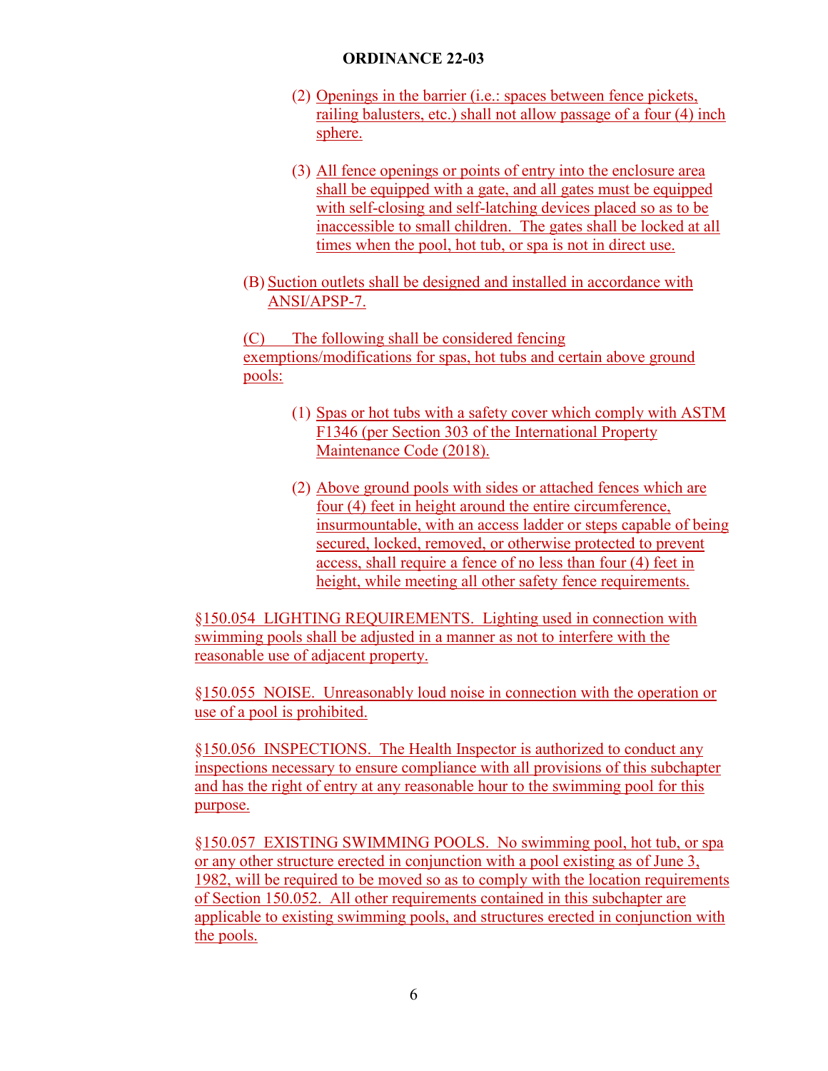# ORDINANCE 22-03

(2) Openings in the barrier (i.e.: spaces between fence pickets, railing balusters, etc.) shall not allow passage of a four (4) inch sphere.

(3) All fence openings or points of entry into the enclosure area shall be equipped with a gate, and all gates must be equipped with self-closing and self-latching devices placed so as to be inaccessible to small children. The gates shall be locked at all times when the pool, hot tub, or spa is not in direct use.

(B) Suction outlets shall be designed and installed in accordance with ANSI/APSP-7.

(C) The following shall be considered fencing exemptions/modifications for spas, hot tubs and certain above ground pools:

(1) Spas or hot tubs with a safety cover which comply with ASTM F1346 (per Section 303 of the International Property Maintenance Code (2018).

(2) Above ground pools with sides or attached fences which are four (4) feet in height around the entire circumference, insurmountable, with an access ladder or steps capable of being secured, locked, removed, or otherwise protected to prevent access, shall require a fence of no less than four (4) feet in height, while meeting all other safety fence requirements.

§150.054 LIGHTING REQUIREMENTS. Lighting used in connection with swimming pools shall be adjusted in a manner as not to interfere with the reasonable use of adjacent property.

§150.055 NOISE. Unreasonably loud noise in connection with the operation or use of a pool is prohibited.

§150.056 INSPECTIONS. The Health Inspector is authorized to conduct any inspections necessary to ensure compliance with all provisions of this subchapter and has the right of entry at any reasonable hour to the swimming pool for this purpose.

§150.057 EXISTING SWIMMING POOLS. No swimming pool, hot tub, or spa or any other structure erected in conjunction with a pool existing as of June 3, 1982, will be required to be moved so as to comply with the location requirements of Section 150.052. All other requirements contained in this subchapter are applicable to existing swimming pools, and structures erected in conjunction with the pools.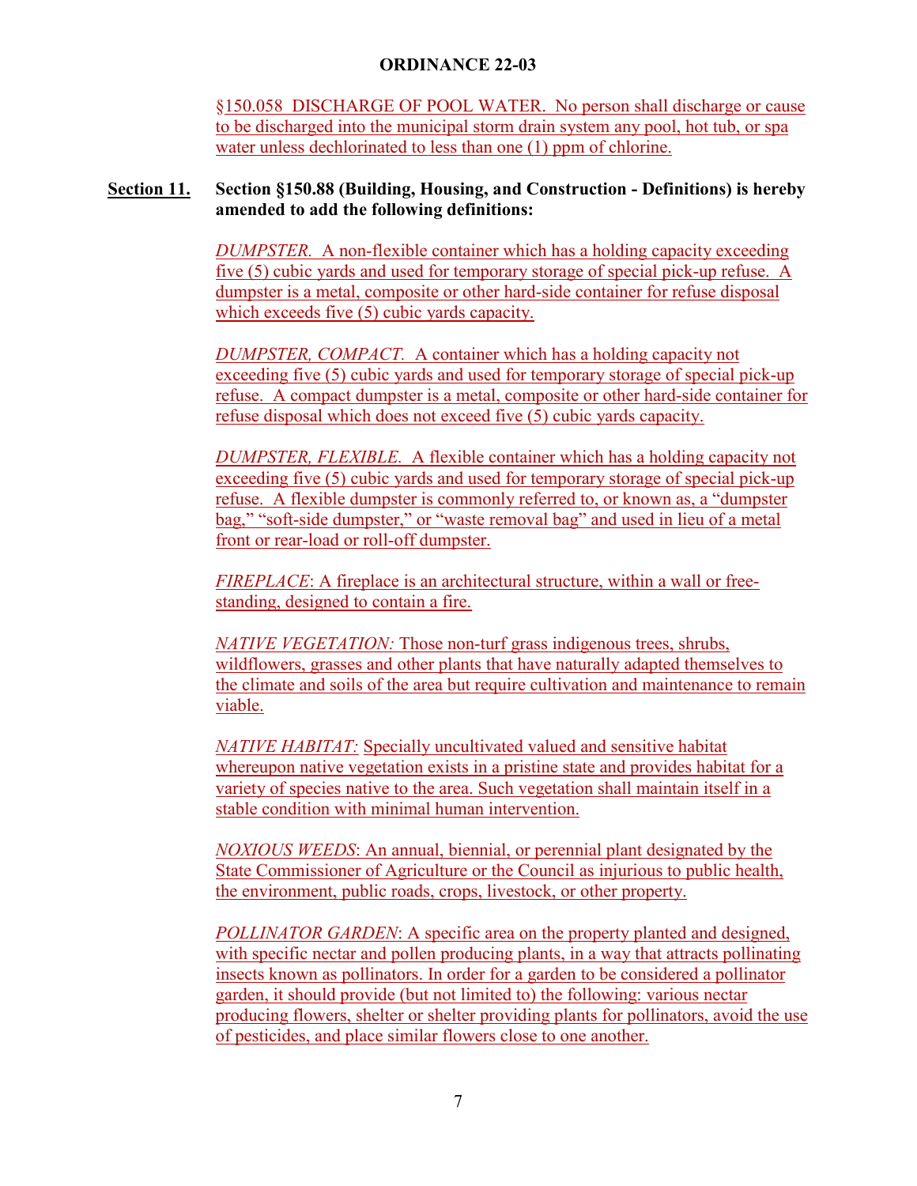# ORDINANCE 22-03

§150.058 DISCHARGE OF POOL WATER. No person shall discharge or cause to be discharged into the municipal storm drain system any pool, hot tub, or spa water unless dechlorinated to less than one (1) ppm of chlorine.

**Section 11.** **Section §150.88 (Building, Housing, and Construction - Definitions) is hereby amended to add the following definitions:**

*DUMPSTER.* A non-flexible container which has a holding capacity exceeding five (5) cubic yards and used for temporary storage of special pick-up refuse. A dumpster is a metal, composite or other hard-side container for refuse disposal which exceeds five (5) cubic yards capacity.

*DUMPSTER, COMPACT.* A container which has a holding capacity not exceeding five (5) cubic yards and used for temporary storage of special pick-up refuse. A compact dumpster is a metal, composite or other hard-side container for refuse disposal which does not exceed five (5) cubic yards capacity.

*DUMPSTER, FLEXIBLE.* A flexible container which has a holding capacity not exceeding five (5) cubic yards and used for temporary storage of special pick-up refuse. A flexible dumpster is commonly referred to, or known as, a "dumpster bag," "soft-side dumpster," or "waste removal bag" and used in lieu of a metal front or rear-load or roll-off dumpster.

*FIREPLACE*: A fireplace is an architectural structure, within a wall or free-standing, designed to contain a fire.

*NATIVE VEGETATION:* Those non-turf grass indigenous trees, shrubs, wildflowers, grasses and other plants that have naturally adapted themselves to the climate and soils of the area but require cultivation and maintenance to remain viable.

*NATIVE HABITAT:* Specially uncultivated valued and sensitive habitat whereupon native vegetation exists in a pristine state and provides habitat for a variety of species native to the area. Such vegetation shall maintain itself in a stable condition with minimal human intervention.

*NOXIOUS WEEDS*: An annual, biennial, or perennial plant designated by the State Commissioner of Agriculture or the Council as injurious to public health, the environment, public roads, crops, livestock, or other property.

*POLLINATOR GARDEN*: A specific area on the property planted and designed, with specific nectar and pollen producing plants, in a way that attracts pollinating insects known as pollinators. In order for a garden to be considered a pollinator garden, it should provide (but not limited to) the following: various nectar producing flowers, shelter or shelter providing plants for pollinators, avoid the use of pesticides, and place similar flowers close to one another.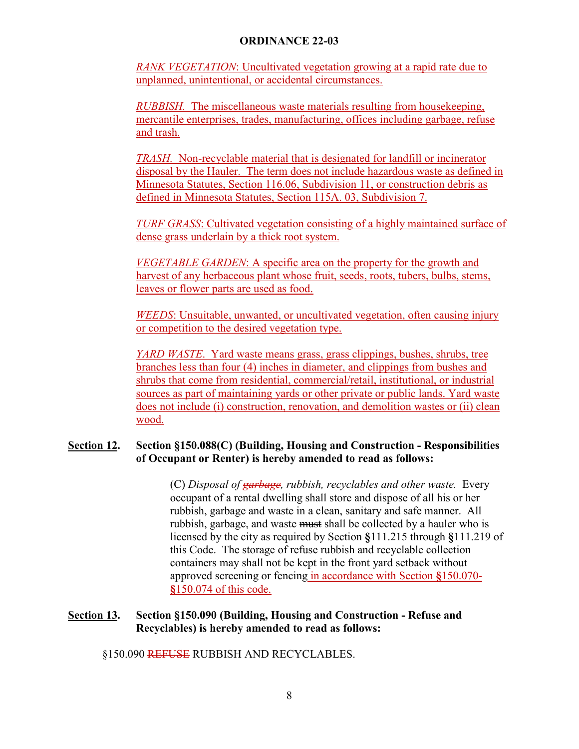# ORDINANCE 22-03

*RANK VEGETATION*: Uncultivated vegetation growing at a rapid rate due to unplanned, unintentional, or accidental circumstances.

*RUBBISH.* The miscellaneous waste materials resulting from housekeeping, mercantile enterprises, trades, manufacturing, offices including garbage, refuse and trash.

*TRASH.* Non-recyclable material that is designated for landfill or incinerator disposal by the Hauler. The term does not include hazardous waste as defined in Minnesota Statutes, Section 116.06, Subdivision 11, or construction debris as defined in Minnesota Statutes, Section 115A. 03, Subdivision 7.

*TURF GRASS*: Cultivated vegetation consisting of a highly maintained surface of dense grass underlain by a thick root system.

*VEGETABLE GARDEN*: A specific area on the property for the growth and harvest of any herbaceous plant whose fruit, seeds, roots, tubers, bulbs, stems, leaves or flower parts are used as food.

*WEEDS*: Unsuitable, unwanted, or uncultivated vegetation, often causing injury or competition to the desired vegetation type.

*YARD WASTE*. Yard waste means grass, grass clippings, bushes, shrubs, tree branches less than four (4) inches in diameter, and clippings from bushes and shrubs that come from residential, commercial/retail, institutional, or industrial sources as part of maintaining yards or other private or public lands. Yard waste does not include (i) construction, renovation, and demolition wastes or (ii) clean wood.

**Section 12. Section §150.088(C) (Building, Housing and Construction - Responsibilities of Occupant or Renter) is hereby amended to read as follows:**

(C) *Disposal of ~~garbage~~, rubbish, recyclables and other waste.* Every occupant of a rental dwelling shall store and dispose of all his or her rubbish, garbage and waste in a clean, sanitary and safe manner. All rubbish, garbage, and waste ~~must~~ shall be collected by a hauler who is licensed by the city as required by Section §111.215 through §111.219 of this Code. The storage of refuse rubbish and recyclable collection containers may shall not be kept in the front yard setback without approved screening or fencing in accordance with Section §150.070-§150.074 of this code.

**Section 13. Section §150.090 (Building, Housing and Construction - Refuse and Recyclables) is hereby amended to read as follows:**

§150.090 ~~REFUSE~~ RUBBISH AND RECYCLABLES.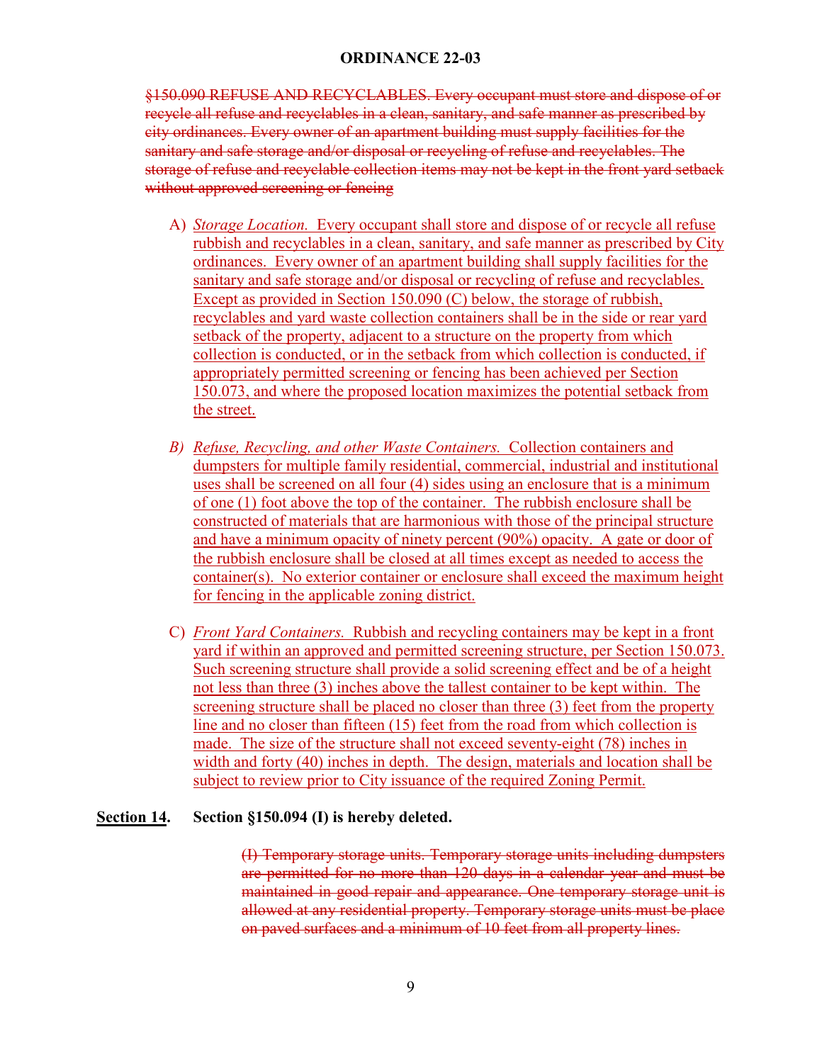**ORDINANCE 22-03**

~~§150.090 REFUSE AND RECYCLABLES. Every occupant must store and dispose of or recycle all refuse and recyclables in a clean, sanitary, and safe manner as prescribed by city ordinances. Every owner of an apartment building must supply facilities for the sanitary and safe storage and/or disposal or recycling of refuse and recyclables. The storage of refuse and recyclable collection items may not be kept in the front yard setback without approved screening or fencing~~

A) <u>*Storage Location.* Every occupant shall store and dispose of or recycle all refuse rubbish and recyclables in a clean, sanitary, and safe manner as prescribed by City ordinances. Every owner of an apartment building shall supply facilities for the sanitary and safe storage and/or disposal or recycling of refuse and recyclables. Except as provided in Section 150.090 (C) below, the storage of rubbish, recyclables and yard waste collection containers shall be in the side or rear yard setback of the property, adjacent to a structure on the property from which collection is conducted, or in the setback from which collection is conducted, if appropriately permitted screening or fencing has been achieved per Section 150.073, and where the proposed location maximizes the potential setback from the street.</u>

B) <u>*Refuse, Recycling, and other Waste Containers.* Collection containers and dumpsters for multiple family residential, commercial, industrial and institutional uses shall be screened on all four (4) sides using an enclosure that is a minimum of one (1) foot above the top of the container. The rubbish enclosure shall be constructed of materials that are harmonious with those of the principal structure and have a minimum opacity of ninety percent (90%) opacity. A gate or door of the rubbish enclosure shall be closed at all times except as needed to access the container(s). No exterior container or enclosure shall exceed the maximum height for fencing in the applicable zoning district.</u>

C) <u>*Front Yard Containers.* Rubbish and recycling containers may be kept in a front yard if within an approved and permitted screening structure, per Section 150.073. Such screening structure shall provide a solid screening effect and be of a height not less than three (3) inches above the tallest container to be kept within. The screening structure shall be placed no closer than three (3) feet from the property line and no closer than fifteen (15) feet from the road from which collection is made. The size of the structure shall not exceed seventy-eight (78) inches in width and forty (40) inches in depth. The design, materials and location shall be subject to review prior to City issuance of the required Zoning Permit.</u>

**<u>Section 14</u>. Section §150.094 (I) is hereby deleted.**

~~(I) Temporary storage units. Temporary storage units including dumpsters are permitted for no more than 120 days in a calendar year and must be maintained in good repair and appearance. One temporary storage unit is allowed at any residential property. Temporary storage units must be place on paved surfaces and a minimum of 10 feet from all property lines.~~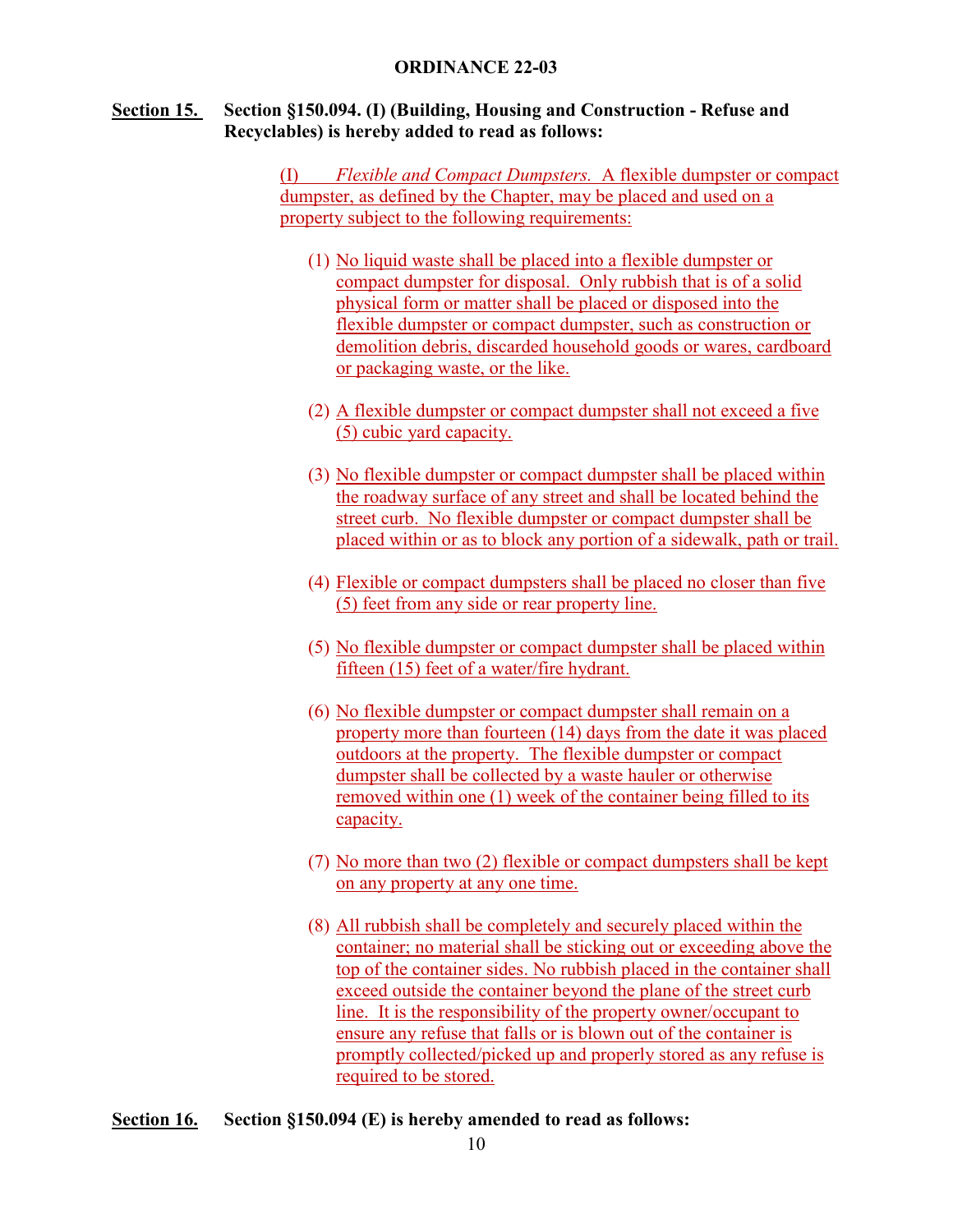**ORDINANCE 22-03**

**Section 15.** **Section §150.094. (I) (Building, Housing and Construction - Refuse and Recyclables) is hereby added to read as follows:**

(I) *Flexible and Compact Dumpsters.* A flexible dumpster or compact dumpster, as defined by the Chapter, may be placed and used on a property subject to the following requirements:

(1) No liquid waste shall be placed into a flexible dumpster or compact dumpster for disposal. Only rubbish that is of a solid physical form or matter shall be placed or disposed into the flexible dumpster or compact dumpster, such as construction or demolition debris, discarded household goods or wares, cardboard or packaging waste, or the like.

(2) A flexible dumpster or compact dumpster shall not exceed a five (5) cubic yard capacity.

(3) No flexible dumpster or compact dumpster shall be placed within the roadway surface of any street and shall be located behind the street curb. No flexible dumpster or compact dumpster shall be placed within or as to block any portion of a sidewalk, path or trail.

(4) Flexible or compact dumpsters shall be placed no closer than five (5) feet from any side or rear property line.

(5) No flexible dumpster or compact dumpster shall be placed within fifteen (15) feet of a water/fire hydrant.

(6) No flexible dumpster or compact dumpster shall remain on a property more than fourteen (14) days from the date it was placed outdoors at the property. The flexible dumpster or compact dumpster shall be collected by a waste hauler or otherwise removed within one (1) week of the container being filled to its capacity.

(7) No more than two (2) flexible or compact dumpsters shall be kept on any property at any one time.

(8) All rubbish shall be completely and securely placed within the container; no material shall be sticking out or exceeding above the top of the container sides. No rubbish placed in the container shall exceed outside the container beyond the plane of the street curb line. It is the responsibility of the property owner/occupant to ensure any refuse that falls or is blown out of the container is promptly collected/picked up and properly stored as any refuse is required to be stored.

**Section 16.** **Section §150.094 (E) is hereby amended to read as follows:**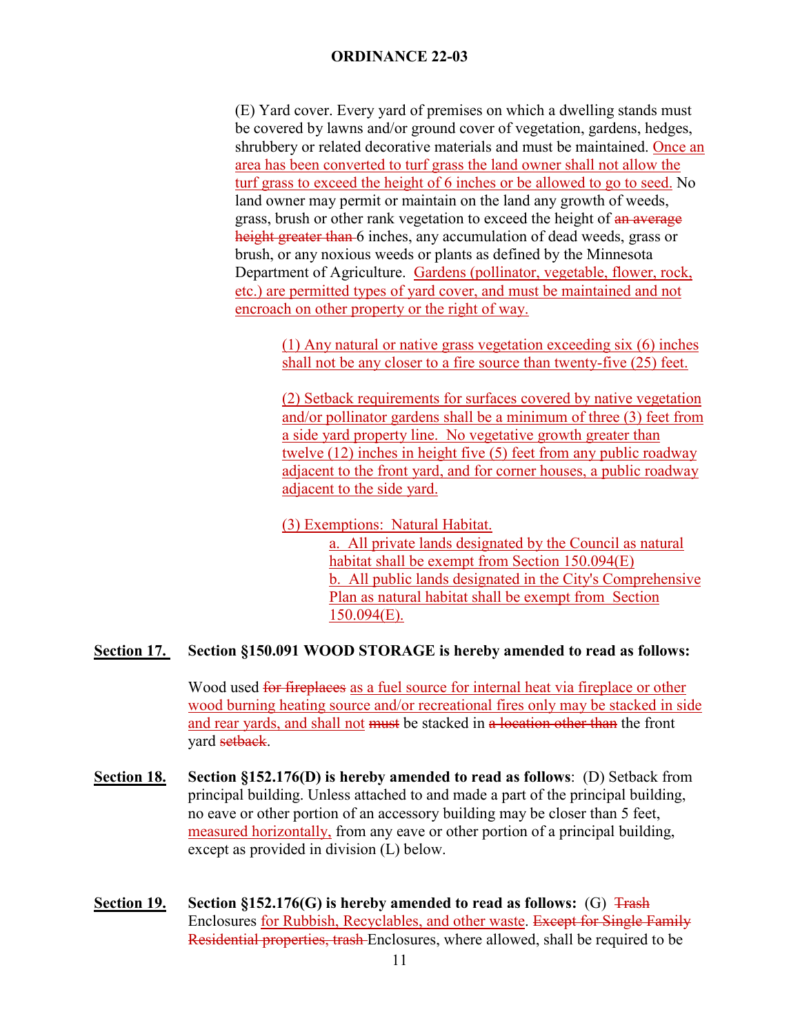(E) Yard cover. Every yard of premises on which a dwelling stands must be covered by lawns and/or ground cover of vegetation, gardens, hedges, shrubbery or related decorative materials and must be maintained. <u>Once an area has been converted to turf grass the land owner shall not allow the turf grass to exceed the height of 6 inches or be allowed to go to seed.</u> No land owner may permit or maintain on the land any growth of weeds, grass, brush or other rank vegetation to exceed the height of ~~an average height greater than~~ 6 inches, any accumulation of dead weeds, grass or brush, or any noxious weeds or plants as defined by the Minnesota Department of Agriculture. <u>Gardens (pollinator, vegetable, flower, rock, etc.) are permitted types of yard cover, and must be maintained and not encroach on other property or the right of way.</u>

<u>(1) Any natural or native grass vegetation exceeding six (6) inches shall not be any closer to a fire source than twenty-five (25) feet.</u>

<u>(2) Setback requirements for surfaces covered by native vegetation and/or pollinator gardens shall be a minimum of three (3) feet from a side yard property line. No vegetative growth greater than twelve (12) inches in height five (5) feet from any public roadway adjacent to the front yard, and for corner houses, a public roadway adjacent to the side yard.</u>

<u>(3) Exemptions: Natural Habitat.</u>

<u>a. All private lands designated by the Council as natural habitat shall be exempt from Section 150.094(E)</u>

<u>b. All public lands designated in the City's Comprehensive Plan as natural habitat shall be exempt from Section 150.094(E).</u>

**<u>Section 17.</u> Section §150.091 WOOD STORAGE is hereby amended to read as follows:**

Wood used ~~for fireplaces~~ <u>as a fuel source for internal heat via fireplace or other wood burning heating source and/or recreational fires only may be stacked in side and rear yards, and shall not</u> ~~must~~ be stacked in ~~a location other than~~ the front yard ~~setback~~.

**<u>Section 18.</u> Section §152.176(D) is hereby amended to read as follows**: (D) Setback from principal building. Unless attached to and made a part of the principal building, no eave or other portion of an accessory building may be closer than 5 feet, <u>measured horizontally,</u> from any eave or other portion of a principal building, except as provided in division (L) below.

**<u>Section 19.</u> Section §152.176(G) is hereby amended to read as follows:** (G) ~~Trash~~ Enclosures <u>for Rubbish, Recyclables, and other waste</u>. ~~Except for Single Family Residential properties, trash~~ Enclosures, where allowed, shall be required to be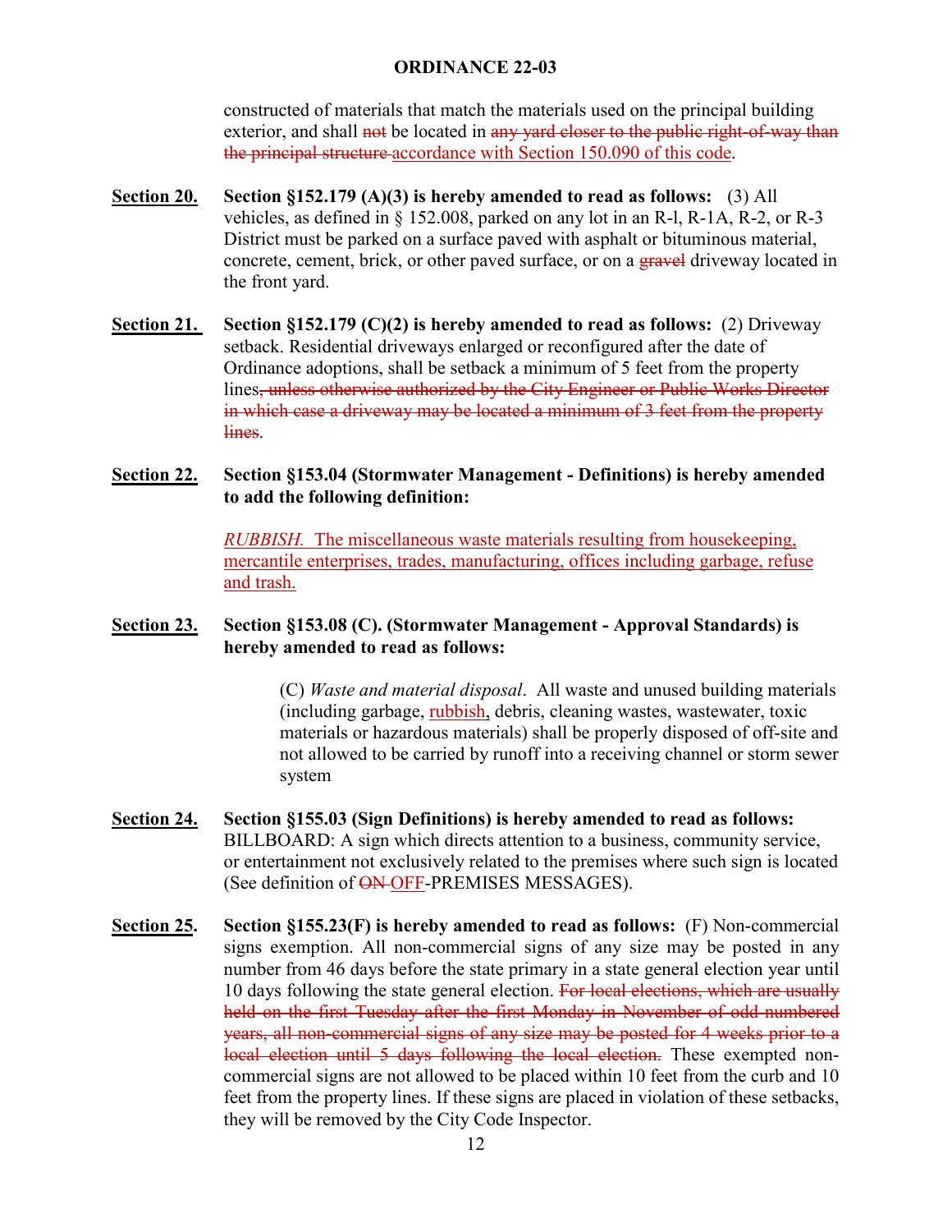constructed of materials that match the materials used on the principal building exterior, and shall ~~not~~ be located in ~~any yard closer to the public right-of-way than the principal structure~~ <u>accordance with Section 150.090 of this code</u>.

**<u>Section 20.</u>** **Section §152.179 (A)(3) is hereby amended to read as follows:** (3) All vehicles, as defined in § 152.008, parked on any lot in an R-l, R-1A, R-2, or R-3 District must be parked on a surface paved with asphalt or bituminous material, concrete, cement, brick, or other paved surface, or on a ~~gravel~~ driveway located in the front yard.

**<u>Section 21.</u>** **Section §152.179 (C)(2) is hereby amended to read as follows:** (2) Driveway setback. Residential driveways enlarged or reconfigured after the date of Ordinance adoptions, shall be setback a minimum of 5 feet from the property lines~~, unless otherwise authorized by the City Engineer or Public Works Director in which case a driveway may be located a minimum of 3 feet from the property lines~~.

**<u>Section 22.</u>** **Section §153.04 (Stormwater Management - Definitions) is hereby amended to add the following definition:**

<u>*RUBBISH.* The miscellaneous waste materials resulting from housekeeping, mercantile enterprises, trades, manufacturing, offices including garbage, refuse and trash.</u>

**<u>Section 23.</u>** **Section §153.08 (C). (Stormwater Management - Approval Standards) is hereby amended to read as follows:**

(C) *Waste and material disposal*. All waste and unused building materials (including garbage, <u>rubbish</u>, debris, cleaning wastes, wastewater, toxic materials or hazardous materials) shall be properly disposed of off-site and not allowed to be carried by runoff into a receiving channel or storm sewer system

**<u>Section 24.</u>** **Section §155.03 (Sign Definitions) is hereby amended to read as follows:** BILLBOARD: A sign which directs attention to a business, community service, or entertainment not exclusively related to the premises where such sign is located (See definition of ~~ON~~ <u>OFF</u>-PREMISES MESSAGES).

**<u>Section 25</u>.** **Section §155.23(F) is hereby amended to read as follows:** (F) Non-commercial signs exemption. All non-commercial signs of any size may be posted in any number from 46 days before the state primary in a state general election year until 10 days following the state general election. ~~For local elections, which are usually held on the first Tuesday after the first Monday in November of odd-numbered years, all non-commercial signs of any size may be posted for 4 weeks prior to a local election until 5 days following the local election.~~ These exempted non-commercial signs are not allowed to be placed within 10 feet from the curb and 10 feet from the property lines. If these signs are placed in violation of these setbacks, they will be removed by the City Code Inspector.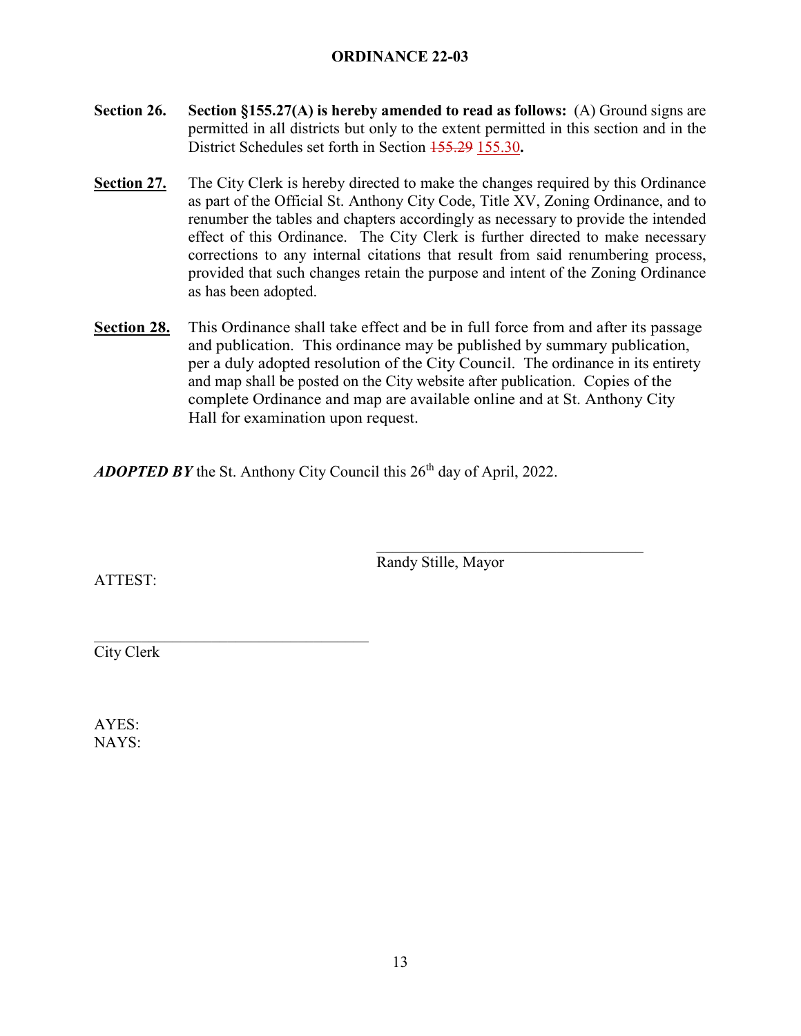**ORDINANCE 22-03**

**Section 26.** **Section §155.27(A) is hereby amended to read as follows:** (A) Ground signs are permitted in all districts but only to the extent permitted in this section and in the District Schedules set forth in Section ~~155.29~~ 155.30**.**

**Section 27.** The City Clerk is hereby directed to make the changes required by this Ordinance as part of the Official St. Anthony City Code, Title XV, Zoning Ordinance, and to renumber the tables and chapters accordingly as necessary to provide the intended effect of this Ordinance. The City Clerk is further directed to make necessary corrections to any internal citations that result from said renumbering process, provided that such changes retain the purpose and intent of the Zoning Ordinance as has been adopted.

**Section 28.** This Ordinance shall take effect and be in full force from and after its passage and publication. This ordinance may be published by summary publication, per a duly adopted resolution of the City Council. The ordinance in its entirety and map shall be posted on the City website after publication. Copies of the complete Ordinance and map are available online and at St. Anthony City Hall for examination upon request.

***ADOPTED BY*** the St. Anthony City Council this 26th day of April, 2022.

\_\_\_\_\_\_\_\_\_\_\_\_\_\_\_\_\_\_\_\_\_\_\_\_\_\_\_\_\_\_\_\_\_\_\_

Randy Stille, Mayor

ATTEST:

\_\_\_\_\_\_\_\_\_\_\_\_\_\_\_\_\_\_\_\_\_\_\_\_\_\_\_\_\_\_\_\_\_\_\_

City Clerk

AYES:
NAYS: